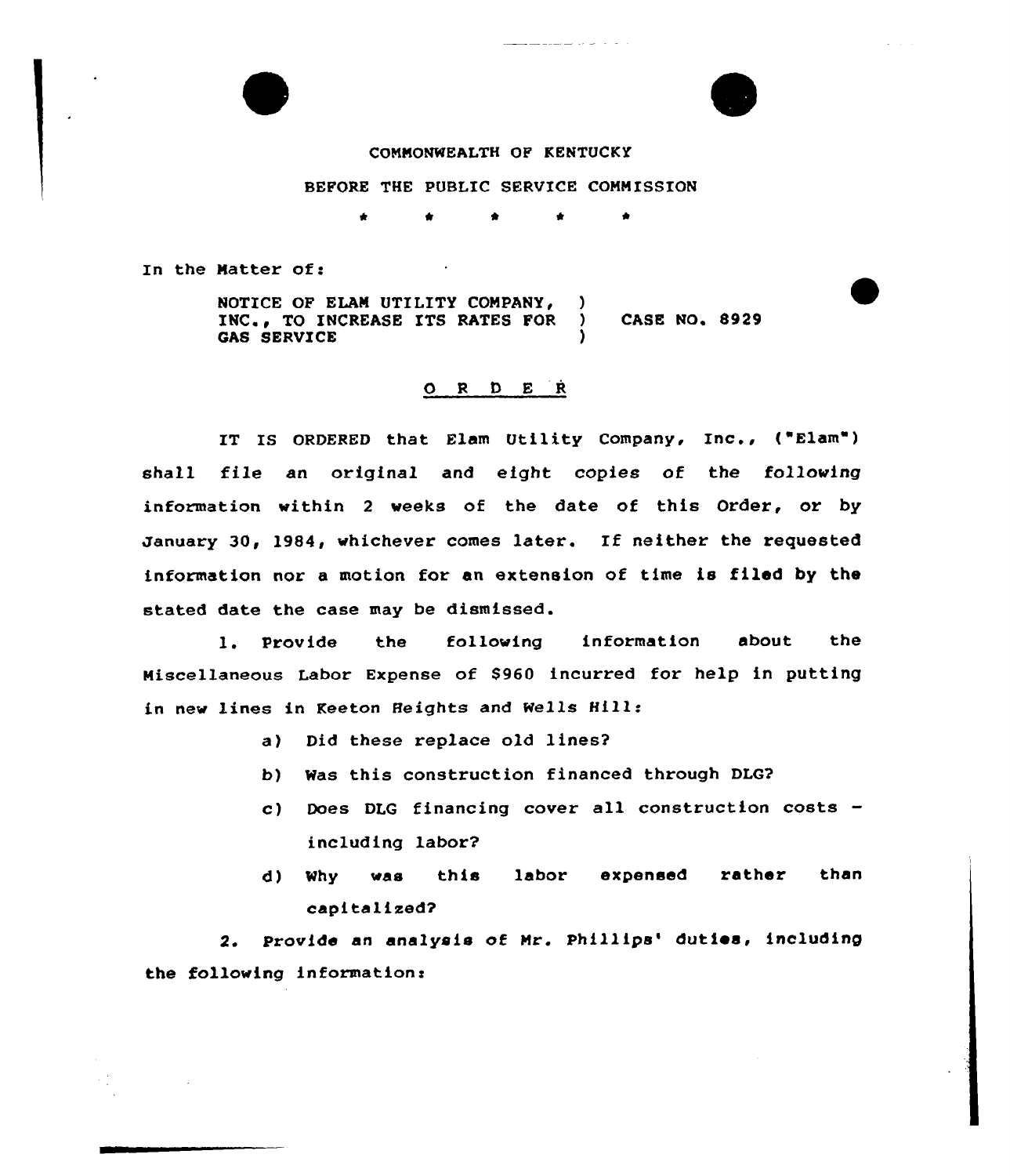COMMONWEALTH OF KENTUCKY

BEFORE THE PUBLIC SERVICE COMMISSION

\* \* \* \* \*

In the Matter of:

NOTICE OF ELAM UTILITY COMPANY, INC., TO INCREASE ITS RATES FOR GAS SERVICE ) CASE NO. 8929

## O R D E R

IT IS ORDERED that Elam Utility Company, Inc., ("Elam") shall file an original and eight copies of the following information within 2 weeks of the date of this Order, or by January 30, 1984, whichever comes later. If neither the requested information nor a motion for an extension of time is filed by the stated date the case may be dismissed.

1. Provide the following information about the Miscellaneous Labor Expense of $960 incurred for help in putting in new lines in Keeton Heights and Wells Hill:

   a) Did these replace old lines?

   b) Was this construction financed through DLG?

   c) Does DLG financing cover all construction costs - including labor?

   d) Why was this labor expensed rather than capitalized?

2. Provide an analysis of Mr. Phillips' duties, including the following information: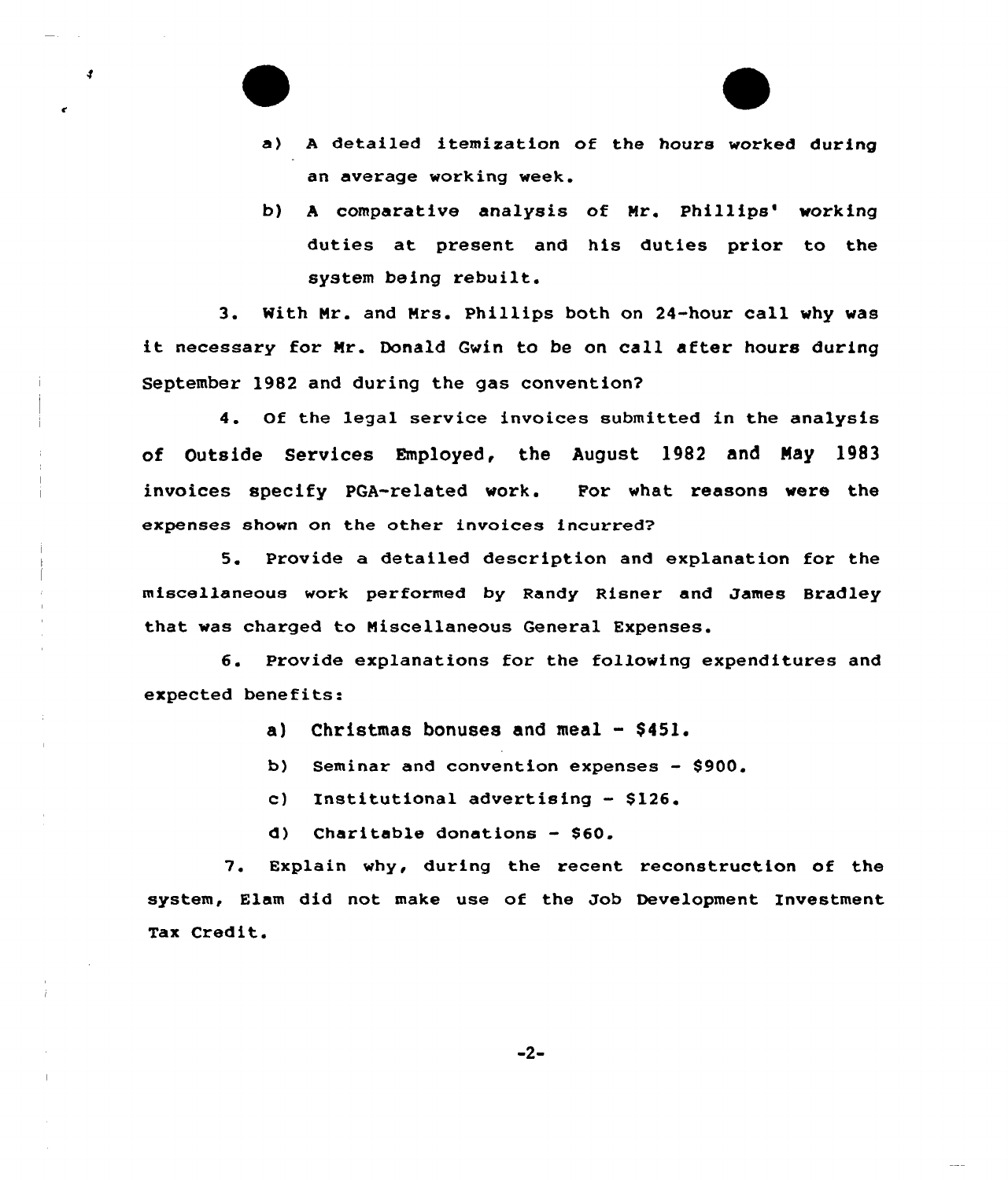a) A detailed itemization of the hours worked during an average working week.

b) A comparative analysis of Mr. Phillips' working duties at present and his duties prior to the system being rebuilt.

3. With Mr. and Mrs. Phillips both on 24-hour call why was it necessary for Mr. Donald Gwin to be on call after hours during September 1982 and during the gas convention?

4. Of the legal service invoices submitted in the analysis of Outside Services Employed, the August 1982 and May 1983 invoices specify PGA-related work. For what reasons were the expenses shown on the other invoices incurred?

5. Provide a detailed description and explanation for the miscellaneous work performed by Randy Risner and James Bradley that was charged to Miscellaneous General Expenses.

6. Provide explanations for the following expenditures and expected benefits:

a) Christmas bonuses and meal - $451.

b) Seminar and convention expenses - $900.

c) Institutional advertising - $126.

d) Charitable donations - $60.

7. Explain why, during the recent reconstruction of the system, Elam did not make use of the Job Development Investment Tax Credit.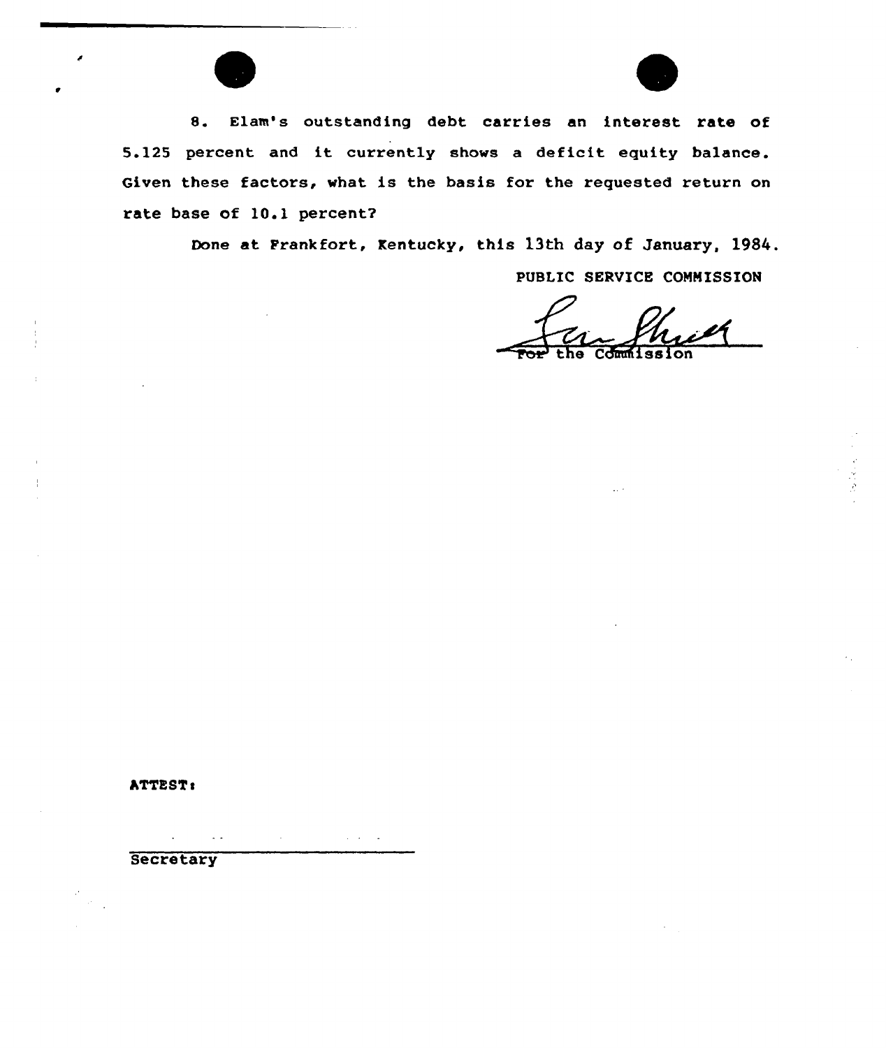8. Elam's outstanding debt carries an interest rate of 5.125 percent and it currently shows a deficit equity balance. Given these factors, what is the basis for the requested return on rate base of 10.1 percent?

Done at Frankfort, Kentucky, this 13th day of January, 1984.

PUBLIC SERVICE COMMISSION

For the Commission

ATTEST:

Secretary